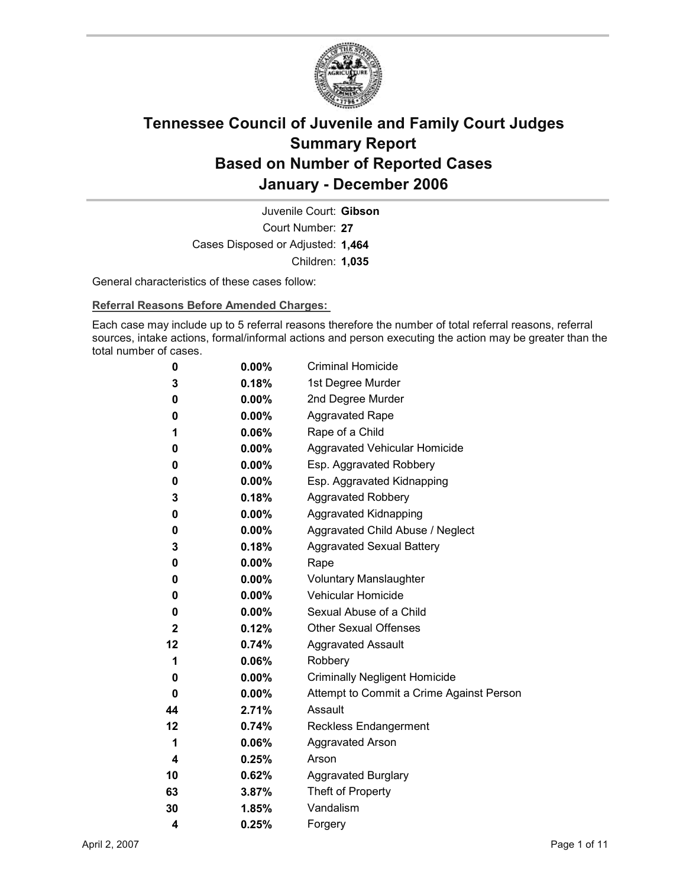# Tennessee Council of Juvenile and Family Court Judges
# Summary Report
# Based on Number of Reported Cases
# January - December 2006

Juvenile Court: **Gibson**
Court Number: **27**
Cases Disposed or Adjusted: **1,464**
Children: **1,035**

General characteristics of these cases follow:

**Referral Reasons Before Amended Charges:**

Each case may include up to 5 referral reasons therefore the number of total referral reasons, referral sources, intake actions, formal/informal actions and person executing the action may be greater than the total number of cases.

| Count | Percent | Referral Reason |
|---|---|---|
| 0 | 0.00% | Criminal Homicide |
| 3 | 0.18% | 1st Degree Murder |
| 0 | 0.00% | 2nd Degree Murder |
| 0 | 0.00% | Aggravated Rape |
| 1 | 0.06% | Rape of a Child |
| 0 | 0.00% | Aggravated Vehicular Homicide |
| 0 | 0.00% | Esp. Aggravated Robbery |
| 0 | 0.00% | Esp. Aggravated Kidnapping |
| 3 | 0.18% | Aggravated Robbery |
| 0 | 0.00% | Aggravated Kidnapping |
| 0 | 0.00% | Aggravated Child Abuse / Neglect |
| 3 | 0.18% | Aggravated Sexual Battery |
| 0 | 0.00% | Rape |
| 0 | 0.00% | Voluntary Manslaughter |
| 0 | 0.00% | Vehicular Homicide |
| 0 | 0.00% | Sexual Abuse of a Child |
| 2 | 0.12% | Other Sexual Offenses |
| 12 | 0.74% | Aggravated Assault |
| 1 | 0.06% | Robbery |
| 0 | 0.00% | Criminally Negligent Homicide |
| 0 | 0.00% | Attempt to Commit a Crime Against Person |
| 44 | 2.71% | Assault |
| 12 | 0.74% | Reckless Endangerment |
| 1 | 0.06% | Aggravated Arson |
| 4 | 0.25% | Arson |
| 10 | 0.62% | Aggravated Burglary |
| 63 | 3.87% | Theft of Property |
| 30 | 1.85% | Vandalism |
| 4 | 0.25% | Forgery |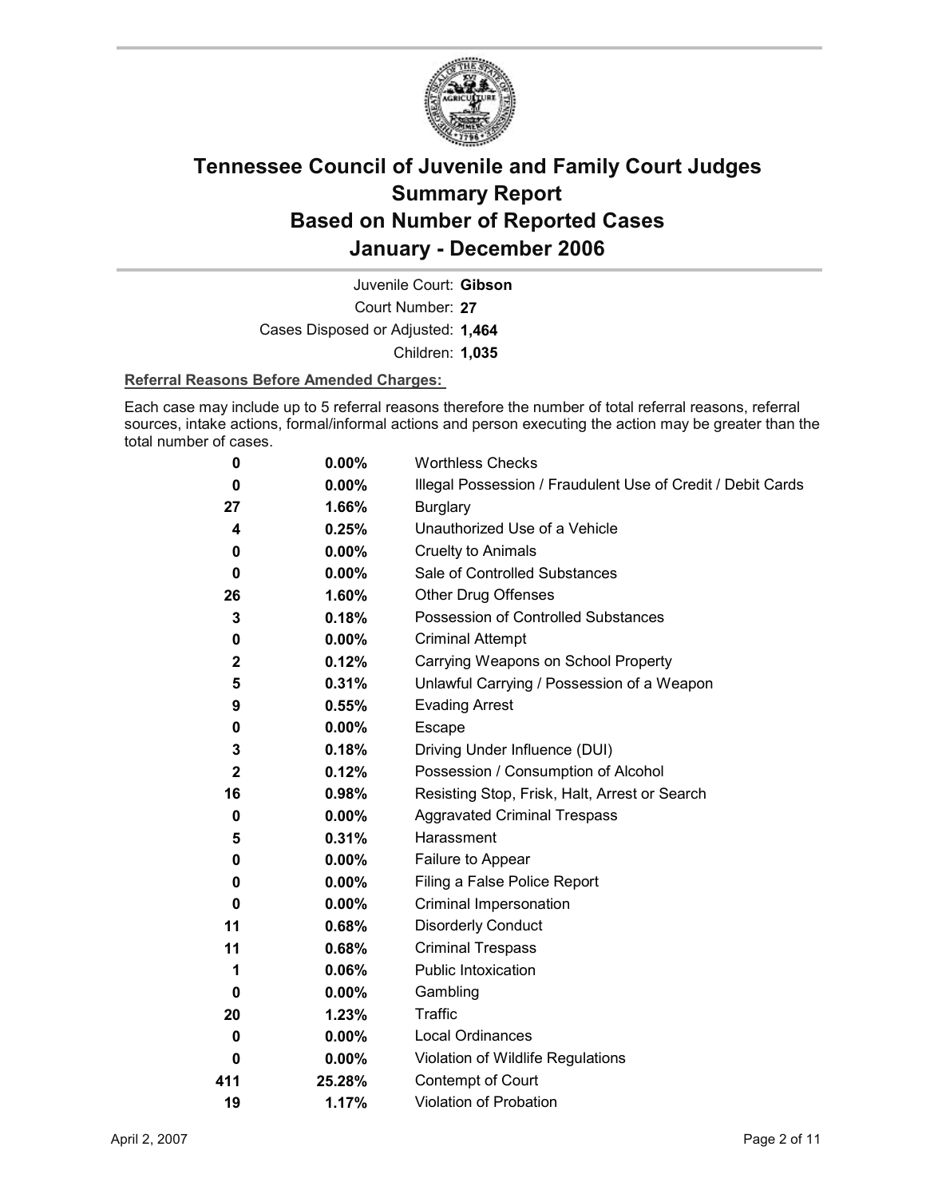# Tennessee Council of Juvenile and Family Court Judges
## Summary Report
## Based on Number of Reported Cases
## January - December 2006

Juvenile Court: **Gibson**
Court Number: **27**
Cases Disposed or Adjusted: **1,464**
Children: **1,035**

**Referral Reasons Before Amended Charges:**

Each case may include up to 5 referral reasons therefore the number of total referral reasons, referral sources, intake actions, formal/informal actions and person executing the action may be greater than the total number of cases.

| Count | Percent | Referral Reason |
|---|---|---|
| 0 | 0.00% | Worthless Checks |
| 0 | 0.00% | Illegal Possession / Fraudulent Use of Credit / Debit Cards |
| 27 | 1.66% | Burglary |
| 4 | 0.25% | Unauthorized Use of a Vehicle |
| 0 | 0.00% | Cruelty to Animals |
| 0 | 0.00% | Sale of Controlled Substances |
| 26 | 1.60% | Other Drug Offenses |
| 3 | 0.18% | Possession of Controlled Substances |
| 0 | 0.00% | Criminal Attempt |
| 2 | 0.12% | Carrying Weapons on School Property |
| 5 | 0.31% | Unlawful Carrying / Possession of a Weapon |
| 9 | 0.55% | Evading Arrest |
| 0 | 0.00% | Escape |
| 3 | 0.18% | Driving Under Influence (DUI) |
| 2 | 0.12% | Possession / Consumption of Alcohol |
| 16 | 0.98% | Resisting Stop, Frisk, Halt, Arrest or Search |
| 0 | 0.00% | Aggravated Criminal Trespass |
| 5 | 0.31% | Harassment |
| 0 | 0.00% | Failure to Appear |
| 0 | 0.00% | Filing a False Police Report |
| 0 | 0.00% | Criminal Impersonation |
| 11 | 0.68% | Disorderly Conduct |
| 11 | 0.68% | Criminal Trespass |
| 1 | 0.06% | Public Intoxication |
| 0 | 0.00% | Gambling |
| 20 | 1.23% | Traffic |
| 0 | 0.00% | Local Ordinances |
| 0 | 0.00% | Violation of Wildlife Regulations |
| 411 | 25.28% | Contempt of Court |
| 19 | 1.17% | Violation of Probation |

April 2, 2007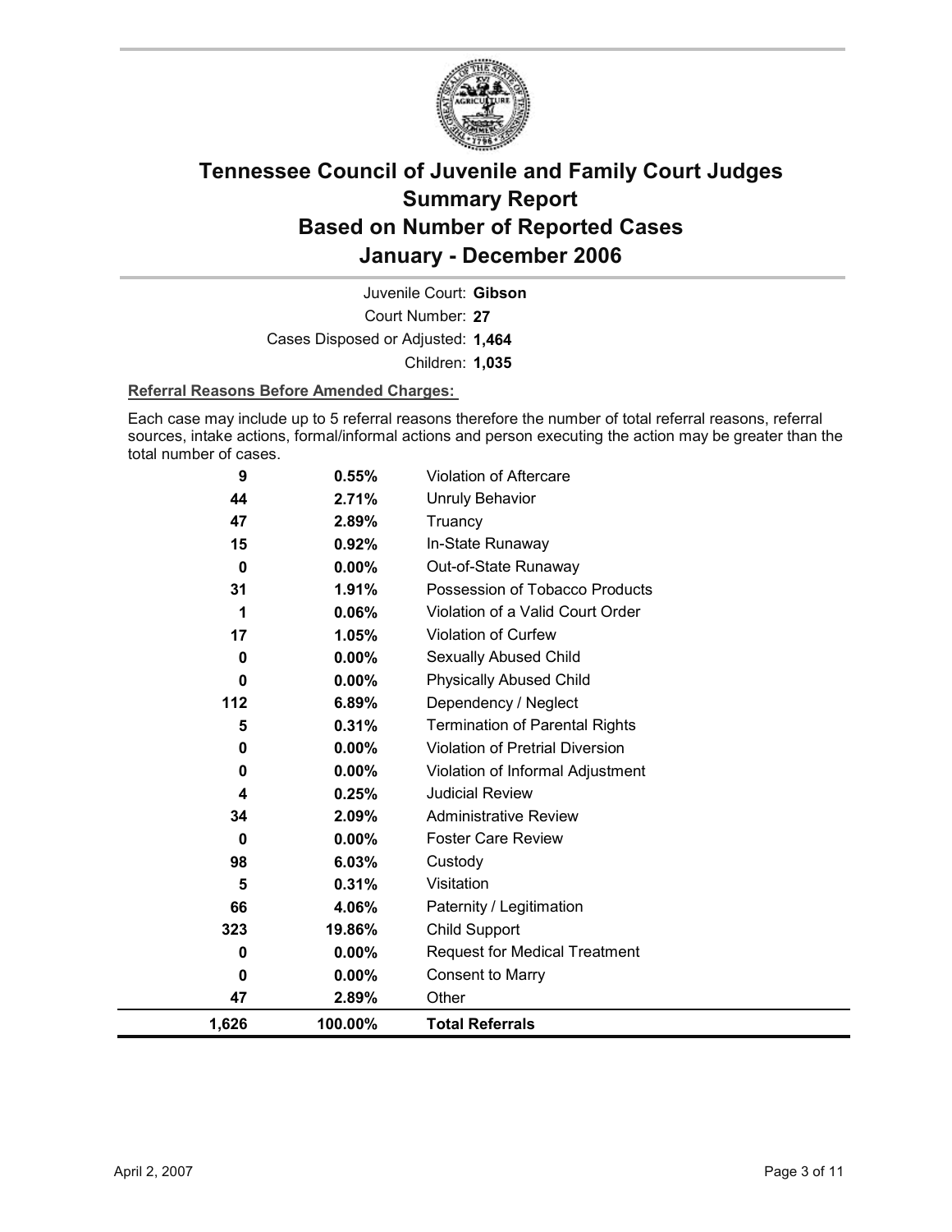# Tennessee Council of Juvenile and Family Court Judges
# Summary Report
# Based on Number of Reported Cases
# January - December 2006

Juvenile Court: **Gibson**

Court Number: **27**

Cases Disposed or Adjusted: **1,464**

Children: **1,035**

**Referral Reasons Before Amended Charges:**

Each case may include up to 5 referral reasons therefore the number of total referral reasons, referral sources, intake actions, formal/informal actions and person executing the action may be greater than the total number of cases.

| | | |
|---|---|---|
| **9** | **0.55%** | Violation of Aftercare |
| **44** | **2.71%** | Unruly Behavior |
| **47** | **2.89%** | Truancy |
| **15** | **0.92%** | In-State Runaway |
| **0** | **0.00%** | Out-of-State Runaway |
| **31** | **1.91%** | Possession of Tobacco Products |
| **1** | **0.06%** | Violation of a Valid Court Order |
| **17** | **1.05%** | Violation of Curfew |
| **0** | **0.00%** | Sexually Abused Child |
| **0** | **0.00%** | Physically Abused Child |
| **112** | **6.89%** | Dependency / Neglect |
| **5** | **0.31%** | Termination of Parental Rights |
| **0** | **0.00%** | Violation of Pretrial Diversion |
| **0** | **0.00%** | Violation of Informal Adjustment |
| **4** | **0.25%** | Judicial Review |
| **34** | **2.09%** | Administrative Review |
| **0** | **0.00%** | Foster Care Review |
| **98** | **6.03%** | Custody |
| **5** | **0.31%** | Visitation |
| **66** | **4.06%** | Paternity / Legitimation |
| **323** | **19.86%** | Child Support |
| **0** | **0.00%** | Request for Medical Treatment |
| **0** | **0.00%** | Consent to Marry |
| **47** | **2.89%** | Other |
| **1,626** | **100.00%** | **Total Referrals** |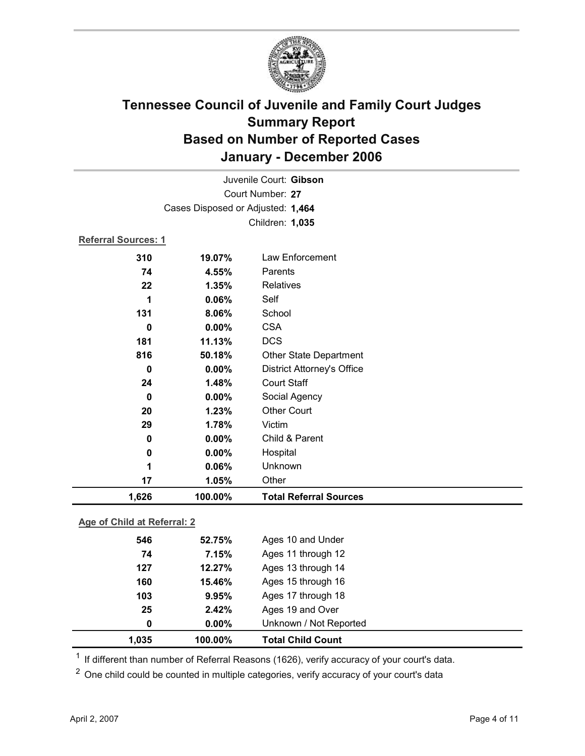# Tennessee Council of Juvenile and Family Court Judges
## Summary Report
## Based on Number of Reported Cases
## January - December 2006

Juvenile Court: **Gibson**
Court Number: **27**
Cases Disposed or Adjusted: **1,464**
Children: **1,035**

**Referral Sources: 1**

| Count | Percent | Source |
|---|---|---|
| 310 | 19.07% | Law Enforcement |
| 74 | 4.55% | Parents |
| 22 | 1.35% | Relatives |
| 1 | 0.06% | Self |
| 131 | 8.06% | School |
| 0 | 0.00% | CSA |
| 181 | 11.13% | DCS |
| 816 | 50.18% | Other State Department |
| 0 | 0.00% | District Attorney's Office |
| 24 | 1.48% | Court Staff |
| 0 | 0.00% | Social Agency |
| 20 | 1.23% | Other Court |
| 29 | 1.78% | Victim |
| 0 | 0.00% | Child & Parent |
| 0 | 0.00% | Hospital |
| 1 | 0.06% | Unknown |
| 17 | 1.05% | Other |
| **1,626** | **100.00%** | **Total Referral Sources** |

**Age of Child at Referral: 2**

| Count | Percent | Age |
|---|---|---|
| 546 | 52.75% | Ages 10 and Under |
| 74 | 7.15% | Ages 11 through 12 |
| 127 | 12.27% | Ages 13 through 14 |
| 160 | 15.46% | Ages 15 through 16 |
| 103 | 9.95% | Ages 17 through 18 |
| 25 | 2.42% | Ages 19 and Over |
| 0 | 0.00% | Unknown / Not Reported |
| **1,035** | **100.00%** | **Total Child Count** |

[1] If different than number of Referral Reasons (1626), verify accuracy of your court's data.

[2] One child could be counted in multiple categories, verify accuracy of your court's data

April 2, 2007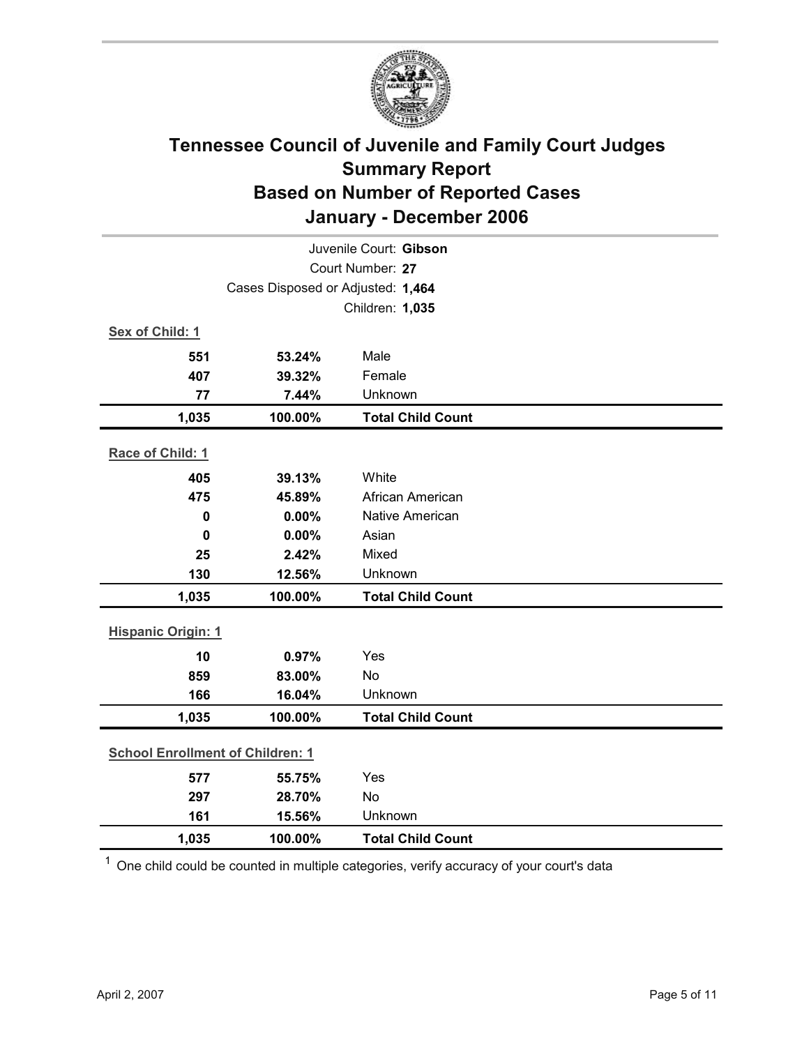# Tennessee Council of Juvenile and Family Court Judges
## Summary Report
## Based on Number of Reported Cases
## January - December 2006

Juvenile Court: **Gibson**
Court Number: **27**
Cases Disposed or Adjusted: **1,464**
Children: **1,035**

**Sex of Child: 1**

| Count | Percent | Category |
|---|---|---|
| 551 | 53.24% | Male |
| 407 | 39.32% | Female |
| 77 | 7.44% | Unknown |
| **1,035** | **100.00%** | **Total Child Count** |

**Race of Child: 1**

| Count | Percent | Category |
|---|---|---|
| 405 | 39.13% | White |
| 475 | 45.89% | African American |
| 0 | 0.00% | Native American |
| 0 | 0.00% | Asian |
| 25 | 2.42% | Mixed |
| 130 | 12.56% | Unknown |
| **1,035** | **100.00%** | **Total Child Count** |

**Hispanic Origin: 1**

| Count | Percent | Category |
|---|---|---|
| 10 | 0.97% | Yes |
| 859 | 83.00% | No |
| 166 | 16.04% | Unknown |
| **1,035** | **100.00%** | **Total Child Count** |

**School Enrollment of Children: 1**

| Count | Percent | Category |
|---|---|---|
| 577 | 55.75% | Yes |
| 297 | 28.70% | No |
| 161 | 15.56% | Unknown |
| **1,035** | **100.00%** | **Total Child Count** |

[1] One child could be counted in multiple categories, verify accuracy of your court's data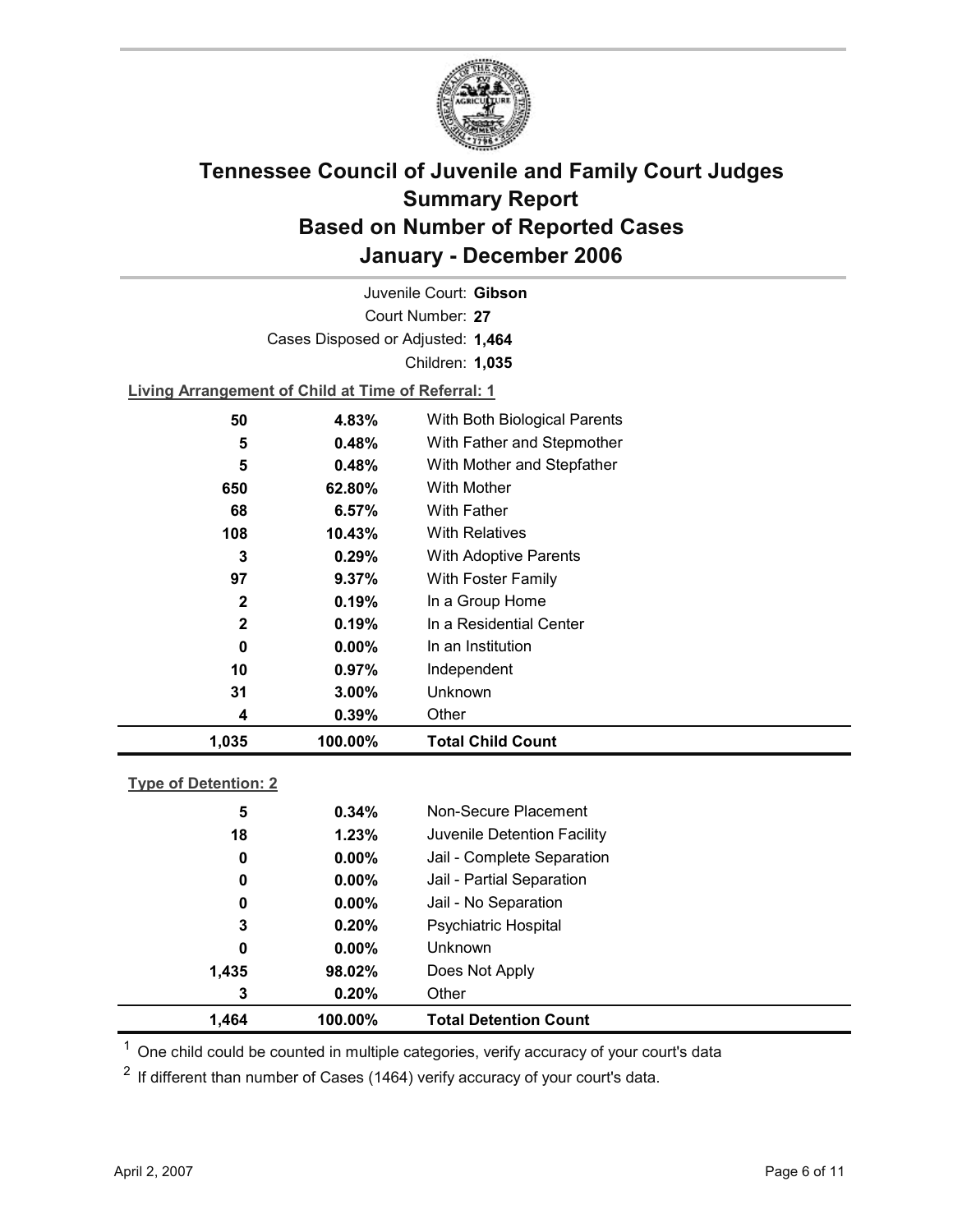# Tennessee Council of Juvenile and Family Court Judges
## Summary Report
## Based on Number of Reported Cases
## January - December 2006

Juvenile Court: **Gibson**

Court Number: **27**

Cases Disposed or Adjusted: **1,464**

Children: **1,035**

**Living Arrangement of Child at Time of Referral: 1**

| Count | Percent | Category |
|---|---|---|
| 50 | 4.83% | With Both Biological Parents |
| 5 | 0.48% | With Father and Stepmother |
| 5 | 0.48% | With Mother and Stepfather |
| 650 | 62.80% | With Mother |
| 68 | 6.57% | With Father |
| 108 | 10.43% | With Relatives |
| 3 | 0.29% | With Adoptive Parents |
| 97 | 9.37% | With Foster Family |
| 2 | 0.19% | In a Group Home |
| 2 | 0.19% | In a Residential Center |
| 0 | 0.00% | In an Institution |
| 10 | 0.97% | Independent |
| 31 | 3.00% | Unknown |
| 4 | 0.39% | Other |
| **1,035** | **100.00%** | **Total Child Count** |

**Type of Detention: 2**

| Count | Percent | Category |
|---|---|---|
| 5 | 0.34% | Non-Secure Placement |
| 18 | 1.23% | Juvenile Detention Facility |
| 0 | 0.00% | Jail - Complete Separation |
| 0 | 0.00% | Jail - Partial Separation |
| 0 | 0.00% | Jail - No Separation |
| 3 | 0.20% | Psychiatric Hospital |
| 0 | 0.00% | Unknown |
| 1,435 | 98.02% | Does Not Apply |
| 3 | 0.20% | Other |
| **1,464** | **100.00%** | **Total Detention Count** |

[1] One child could be counted in multiple categories, verify accuracy of your court's data

[2] If different than number of Cases (1464) verify accuracy of your court's data.

April 2, 2007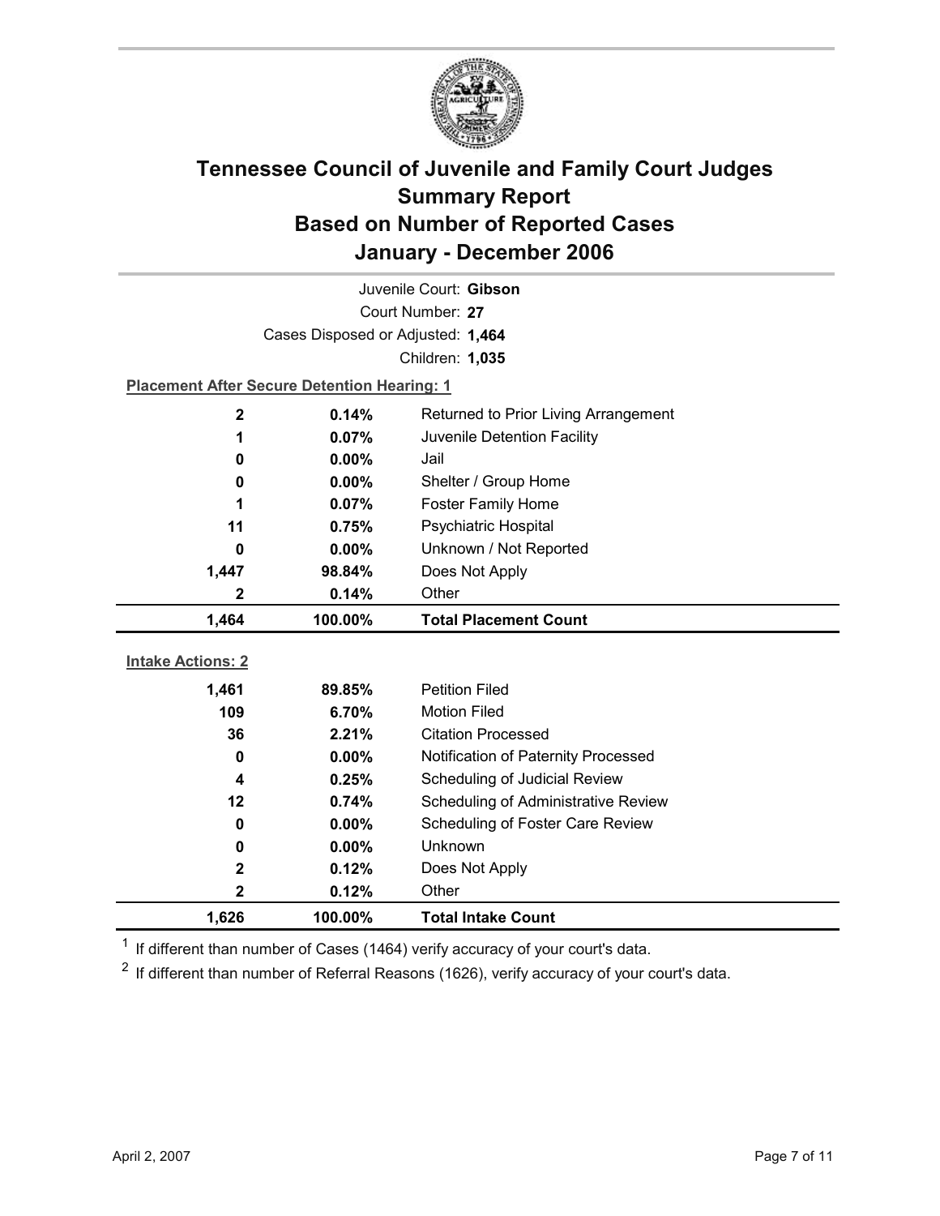# Tennessee Council of Juvenile and Family Court Judges
## Summary Report
## Based on Number of Reported Cases
## January - December 2006

Juvenile Court: **Gibson**

Court Number: **27**

Cases Disposed or Adjusted: **1,464**

Children: **1,035**

**Placement After Secure Detention Hearing: 1**

| Count | Percent | Placement |
|---|---|---|
| 2 | 0.14% | Returned to Prior Living Arrangement |
| 1 | 0.07% | Juvenile Detention Facility |
| 0 | 0.00% | Jail |
| 0 | 0.00% | Shelter / Group Home |
| 1 | 0.07% | Foster Family Home |
| 11 | 0.75% | Psychiatric Hospital |
| 0 | 0.00% | Unknown / Not Reported |
| 1,447 | 98.84% | Does Not Apply |
| 2 | 0.14% | Other |
| **1,464** | **100.00%** | **Total Placement Count** |

**Intake Actions: 2**

| Count | Percent | Intake Action |
|---|---|---|
| 1,461 | 89.85% | Petition Filed |
| 109 | 6.70% | Motion Filed |
| 36 | 2.21% | Citation Processed |
| 0 | 0.00% | Notification of Paternity Processed |
| 4 | 0.25% | Scheduling of Judicial Review |
| 12 | 0.74% | Scheduling of Administrative Review |
| 0 | 0.00% | Scheduling of Foster Care Review |
| 0 | 0.00% | Unknown |
| 2 | 0.12% | Does Not Apply |
| 2 | 0.12% | Other |
| **1,626** | **100.00%** | **Total Intake Count** |

[1] If different than number of Cases (1464) verify accuracy of your court's data.

[2] If different than number of Referral Reasons (1626), verify accuracy of your court's data.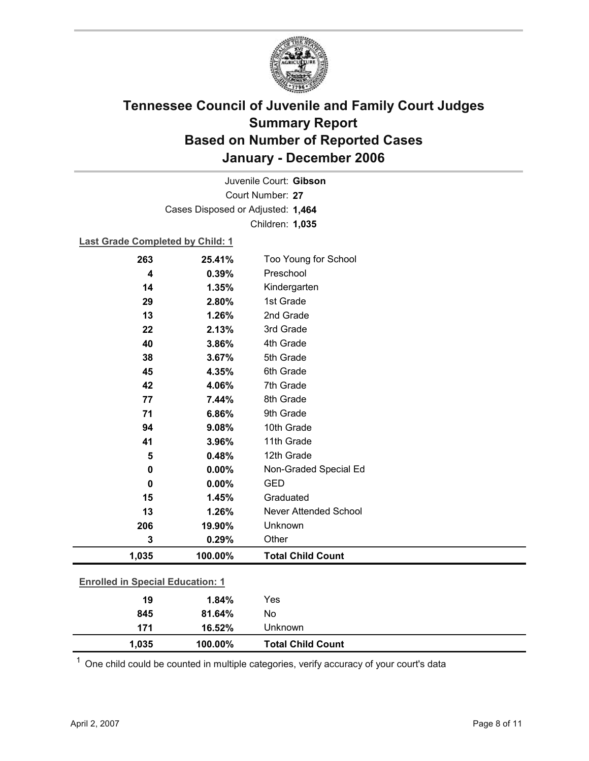# Tennessee Council of Juvenile and Family Court Judges
# Summary Report
# Based on Number of Reported Cases
# January - December 2006

Juvenile Court: **Gibson**

Court Number: **27**

Cases Disposed or Adjusted: **1,464**

Children: **1,035**

**Last Grade Completed by Child: 1**

| Count | Percent | Category |
|---|---|---|
| 263 | 25.41% | Too Young for School |
| 4 | 0.39% | Preschool |
| 14 | 1.35% | Kindergarten |
| 29 | 2.80% | 1st Grade |
| 13 | 1.26% | 2nd Grade |
| 22 | 2.13% | 3rd Grade |
| 40 | 3.86% | 4th Grade |
| 38 | 3.67% | 5th Grade |
| 45 | 4.35% | 6th Grade |
| 42 | 4.06% | 7th Grade |
| 77 | 7.44% | 8th Grade |
| 71 | 6.86% | 9th Grade |
| 94 | 9.08% | 10th Grade |
| 41 | 3.96% | 11th Grade |
| 5 | 0.48% | 12th Grade |
| 0 | 0.00% | Non-Graded Special Ed |
| 0 | 0.00% | GED |
| 15 | 1.45% | Graduated |
| 13 | 1.26% | Never Attended School |
| 206 | 19.90% | Unknown |
| 3 | 0.29% | Other |
| **1,035** | **100.00%** | **Total Child Count** |

**Enrolled in Special Education: 1**

| Count | Percent | Category |
|---|---|---|
| 19 | 1.84% | Yes |
| 845 | 81.64% | No |
| 171 | 16.52% | Unknown |
| **1,035** | **100.00%** | **Total Child Count** |

[1] One child could be counted in multiple categories, verify accuracy of your court's data

April 2, 2007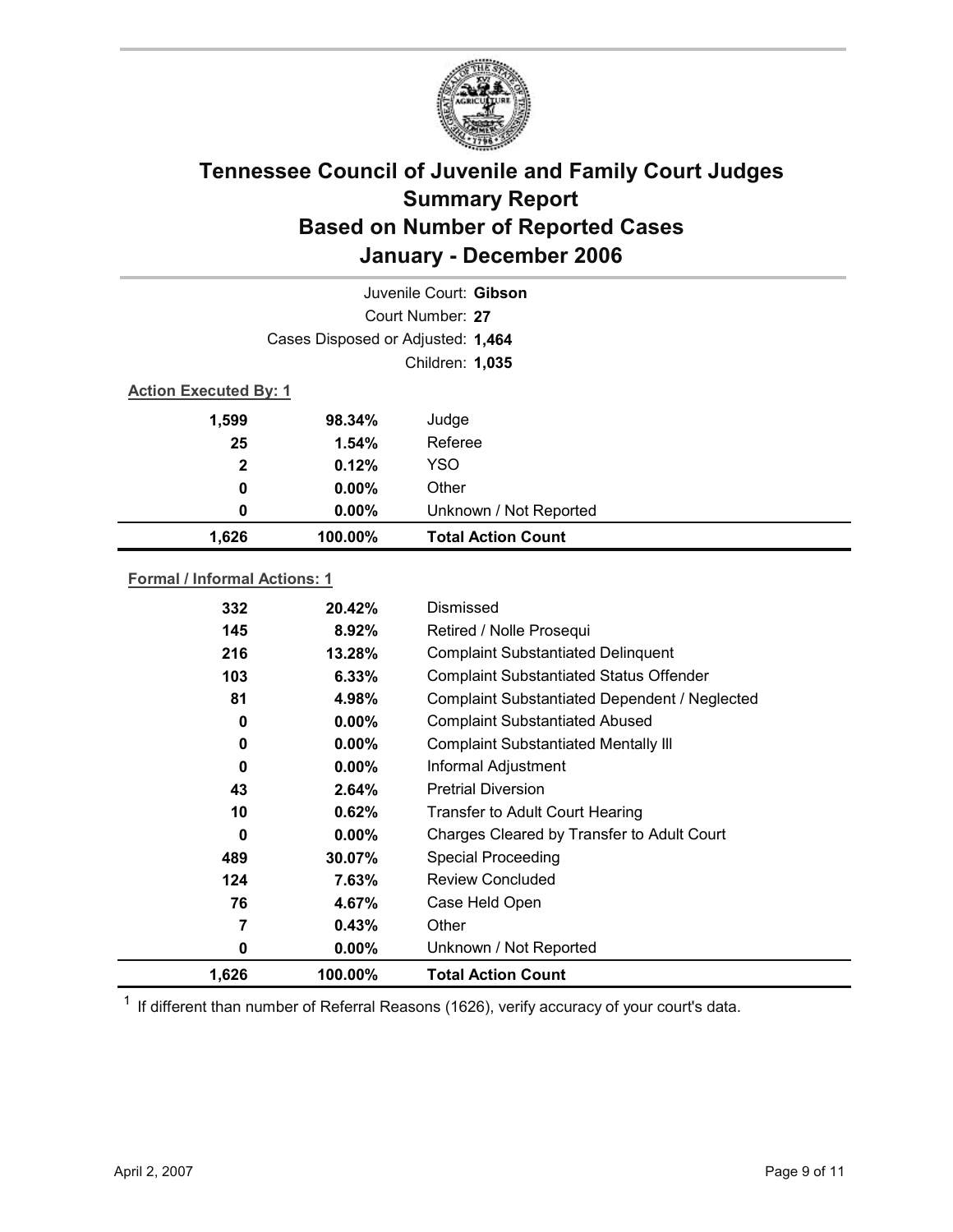# Tennessee Council of Juvenile and Family Court Judges Summary Report Based on Number of Reported Cases January - December 2006

Juvenile Court: **Gibson**

Court Number: **27**

Cases Disposed or Adjusted: **1,464**

Children: **1,035**

**Action Executed By: 1**

| | | |
|---|---|---|
| 1,599 | 98.34% | Judge |
| 25 | 1.54% | Referee |
| 2 | 0.12% | YSO |
| 0 | 0.00% | Other |
| 0 | 0.00% | Unknown / Not Reported |
| **1,626** | **100.00%** | **Total Action Count** |

**Formal / Informal Actions: 1**

| | | |
|---|---|---|
| 332 | 20.42% | Dismissed |
| 145 | 8.92% | Retired / Nolle Prosequi |
| 216 | 13.28% | Complaint Substantiated Delinquent |
| 103 | 6.33% | Complaint Substantiated Status Offender |
| 81 | 4.98% | Complaint Substantiated Dependent / Neglected |
| 0 | 0.00% | Complaint Substantiated Abused |
| 0 | 0.00% | Complaint Substantiated Mentally Ill |
| 0 | 0.00% | Informal Adjustment |
| 43 | 2.64% | Pretrial Diversion |
| 10 | 0.62% | Transfer to Adult Court Hearing |
| 0 | 0.00% | Charges Cleared by Transfer to Adult Court |
| 489 | 30.07% | Special Proceeding |
| 124 | 7.63% | Review Concluded |
| 76 | 4.67% | Case Held Open |
| 7 | 0.43% | Other |
| 0 | 0.00% | Unknown / Not Reported |
| **1,626** | **100.00%** | **Total Action Count** |

[1] If different than number of Referral Reasons (1626), verify accuracy of your court's data.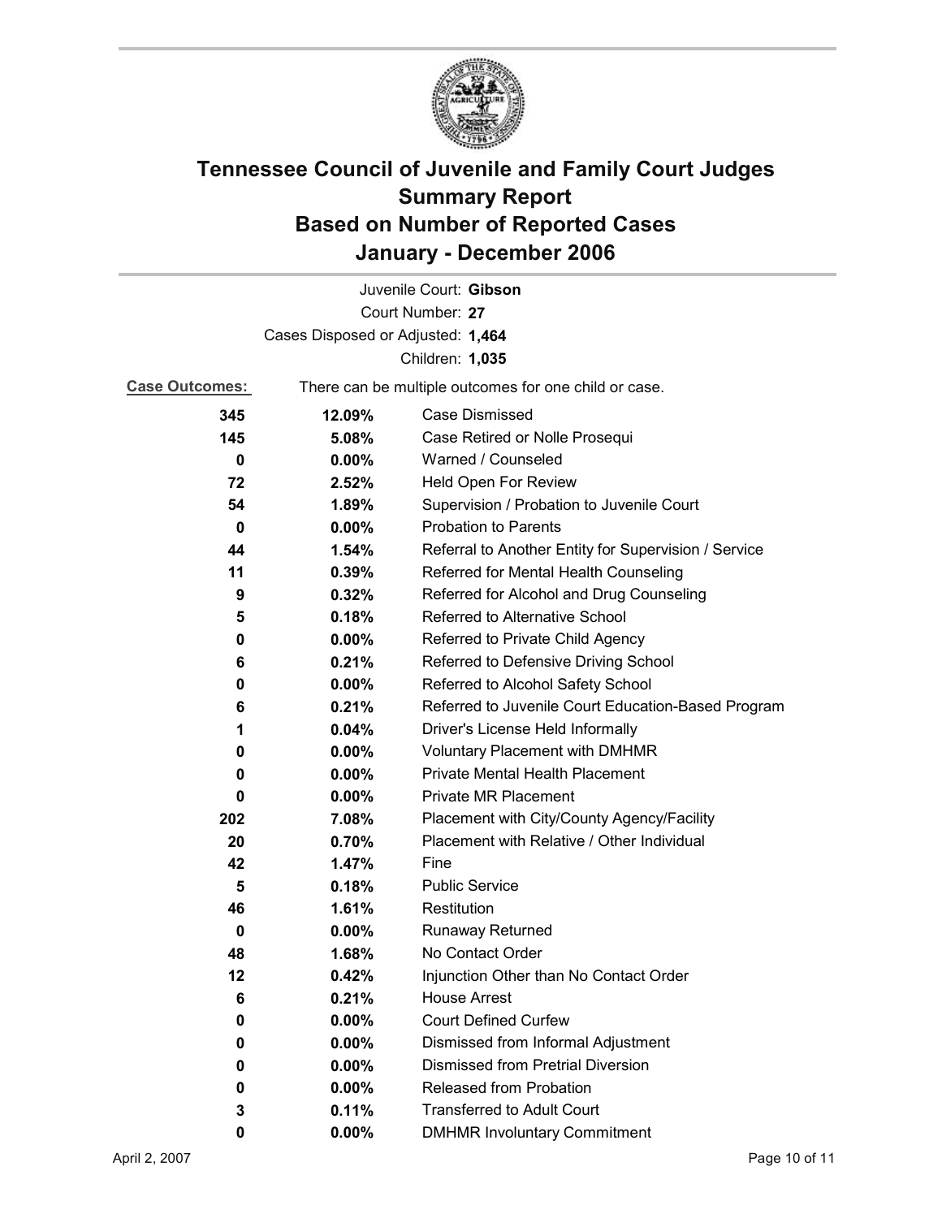# Tennessee Council of Juvenile and Family Court Judges
## Summary Report
## Based on Number of Reported Cases
## January - December 2006

Juvenile Court: **Gibson**
Court Number: **27**
Cases Disposed or Adjusted: **1,464**
Children: **1,035**

**Case Outcomes:** There can be multiple outcomes for one child or case.

| Count | Percent | Outcome |
|---|---|---|
| 345 | 12.09% | Case Dismissed |
| 145 | 5.08% | Case Retired or Nolle Prosequi |
| 0 | 0.00% | Warned / Counseled |
| 72 | 2.52% | Held Open For Review |
| 54 | 1.89% | Supervision / Probation to Juvenile Court |
| 0 | 0.00% | Probation to Parents |
| 44 | 1.54% | Referral to Another Entity for Supervision / Service |
| 11 | 0.39% | Referred for Mental Health Counseling |
| 9 | 0.32% | Referred for Alcohol and Drug Counseling |
| 5 | 0.18% | Referred to Alternative School |
| 0 | 0.00% | Referred to Private Child Agency |
| 6 | 0.21% | Referred to Defensive Driving School |
| 0 | 0.00% | Referred to Alcohol Safety School |
| 6 | 0.21% | Referred to Juvenile Court Education-Based Program |
| 1 | 0.04% | Driver's License Held Informally |
| 0 | 0.00% | Voluntary Placement with DMHMR |
| 0 | 0.00% | Private Mental Health Placement |
| 0 | 0.00% | Private MR Placement |
| 202 | 7.08% | Placement with City/County Agency/Facility |
| 20 | 0.70% | Placement with Relative / Other Individual |
| 42 | 1.47% | Fine |
| 5 | 0.18% | Public Service |
| 46 | 1.61% | Restitution |
| 0 | 0.00% | Runaway Returned |
| 48 | 1.68% | No Contact Order |
| 12 | 0.42% | Injunction Other than No Contact Order |
| 6 | 0.21% | House Arrest |
| 0 | 0.00% | Court Defined Curfew |
| 0 | 0.00% | Dismissed from Informal Adjustment |
| 0 | 0.00% | Dismissed from Pretrial Diversion |
| 0 | 0.00% | Released from Probation |
| 3 | 0.11% | Transferred to Adult Court |
| 0 | 0.00% | DMHMR Involuntary Commitment |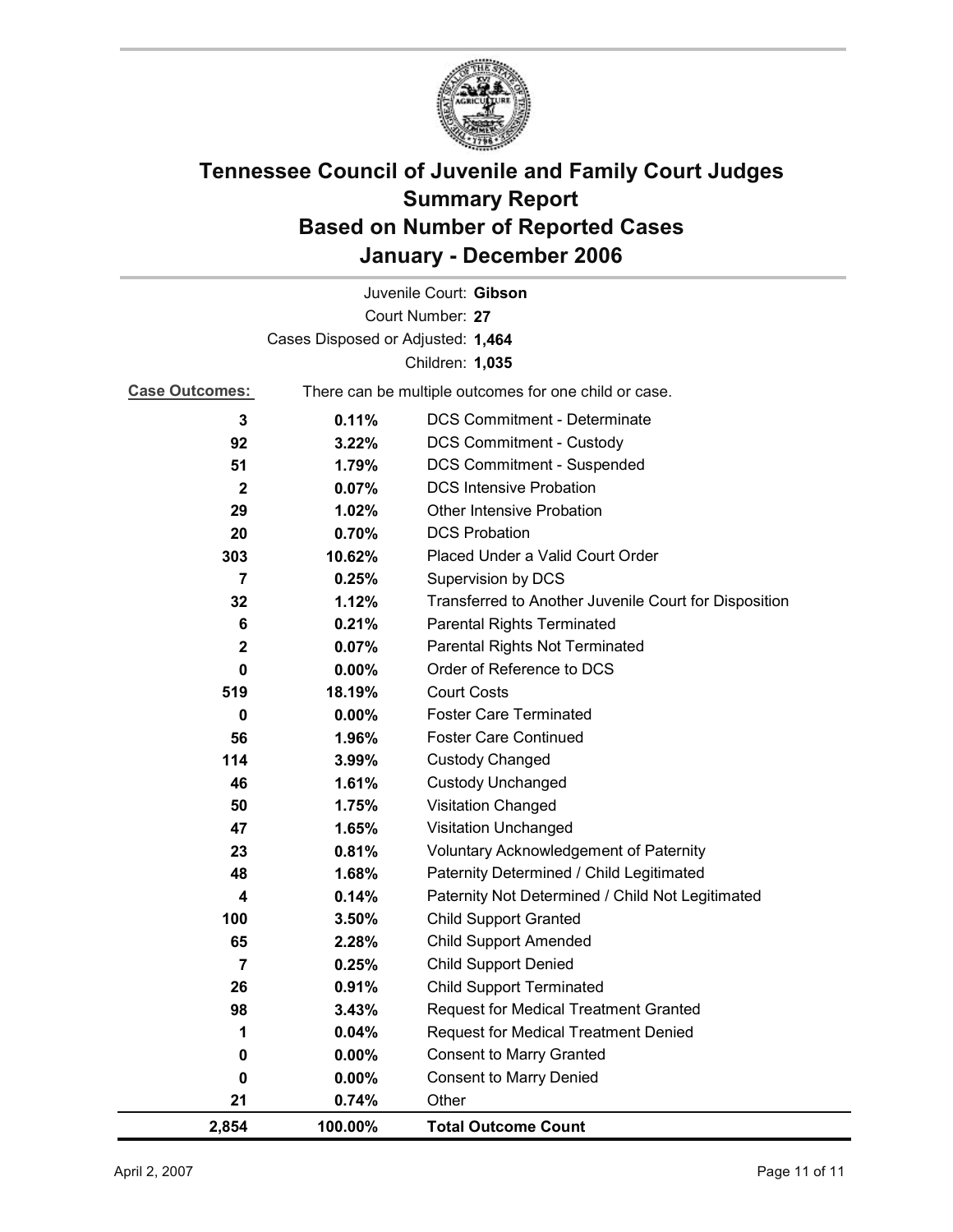# Tennessee Council of Juvenile and Family Court Judges Summary Report Based on Number of Reported Cases January - December 2006

Juvenile Court: **Gibson**

Court Number: **27**

Cases Disposed or Adjusted: **1,464**

Children: **1,035**

**Case Outcomes:** There can be multiple outcomes for one child or case.

| | | |
|---|---|---|
| 3 | 0.11% | DCS Commitment - Determinate |
| 92 | 3.22% | DCS Commitment - Custody |
| 51 | 1.79% | DCS Commitment - Suspended |
| 2 | 0.07% | DCS Intensive Probation |
| 29 | 1.02% | Other Intensive Probation |
| 20 | 0.70% | DCS Probation |
| 303 | 10.62% | Placed Under a Valid Court Order |
| 7 | 0.25% | Supervision by DCS |
| 32 | 1.12% | Transferred to Another Juvenile Court for Disposition |
| 6 | 0.21% | Parental Rights Terminated |
| 2 | 0.07% | Parental Rights Not Terminated |
| 0 | 0.00% | Order of Reference to DCS |
| 519 | 18.19% | Court Costs |
| 0 | 0.00% | Foster Care Terminated |
| 56 | 1.96% | Foster Care Continued |
| 114 | 3.99% | Custody Changed |
| 46 | 1.61% | Custody Unchanged |
| 50 | 1.75% | Visitation Changed |
| 47 | 1.65% | Visitation Unchanged |
| 23 | 0.81% | Voluntary Acknowledgement of Paternity |
| 48 | 1.68% | Paternity Determined / Child Legitimated |
| 4 | 0.14% | Paternity Not Determined / Child Not Legitimated |
| 100 | 3.50% | Child Support Granted |
| 65 | 2.28% | Child Support Amended |
| 7 | 0.25% | Child Support Denied |
| 26 | 0.91% | Child Support Terminated |
| 98 | 3.43% | Request for Medical Treatment Granted |
| 1 | 0.04% | Request for Medical Treatment Denied |
| 0 | 0.00% | Consent to Marry Granted |
| 0 | 0.00% | Consent to Marry Denied |
| 21 | 0.74% | Other |
| **2,854** | **100.00%** | **Total Outcome Count** |

April 2, 2007